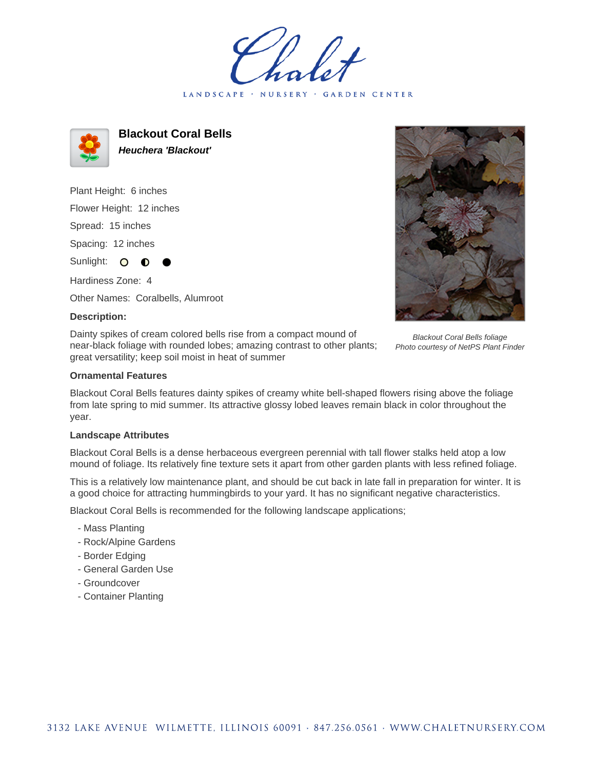# Blackout Coral Bells

***Heuchera 'Blackout'***

Plant Height: 6 inches

Flower Height: 12 inches

Spread: 15 inches

Spacing: 12 inches

Sunlight: ○ ◐ ●

Hardiness Zone: 4

Other Names: Coralbells, Alumroot

**Description:**

Dainty spikes of cream colored bells rise from a compact mound of near-black foliage with rounded lobes; amazing contrast to other plants; great versatility; keep soil moist in heat of summer

*Blackout Coral Bells foliage*
*Photo courtesy of NetPS Plant Finder*

### Ornamental Features

Blackout Coral Bells features dainty spikes of creamy white bell-shaped flowers rising above the foliage from late spring to mid summer. Its attractive glossy lobed leaves remain black in color throughout the year.

### Landscape Attributes

Blackout Coral Bells is a dense herbaceous evergreen perennial with tall flower stalks held atop a low mound of foliage. Its relatively fine texture sets it apart from other garden plants with less refined foliage.

This is a relatively low maintenance plant, and should be cut back in late fall in preparation for winter. It is a good choice for attracting hummingbirds to your yard. It has no significant negative characteristics.

Blackout Coral Bells is recommended for the following landscape applications;

- Mass Planting
- Rock/Alpine Gardens
- Border Edging
- General Garden Use
- Groundcover
- Container Planting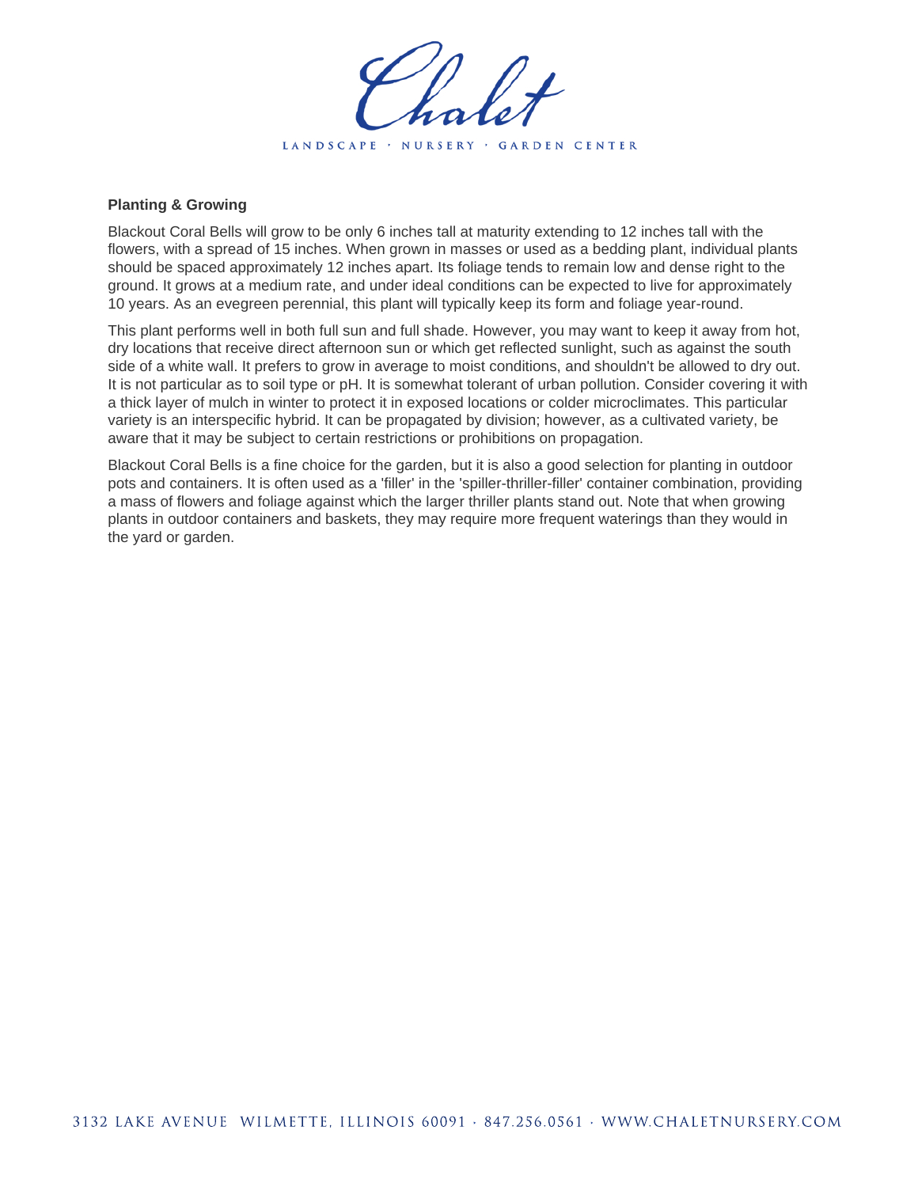**Planting & Growing**

Blackout Coral Bells will grow to be only 6 inches tall at maturity extending to 12 inches tall with the flowers, with a spread of 15 inches. When grown in masses or used as a bedding plant, individual plants should be spaced approximately 12 inches apart. Its foliage tends to remain low and dense right to the ground. It grows at a medium rate, and under ideal conditions can be expected to live for approximately 10 years. As an evegreen perennial, this plant will typically keep its form and foliage year-round.

This plant performs well in both full sun and full shade. However, you may want to keep it away from hot, dry locations that receive direct afternoon sun or which get reflected sunlight, such as against the south side of a white wall. It prefers to grow in average to moist conditions, and shouldn't be allowed to dry out. It is not particular as to soil type or pH. It is somewhat tolerant of urban pollution. Consider covering it with a thick layer of mulch in winter to protect it in exposed locations or colder microclimates. This particular variety is an interspecific hybrid. It can be propagated by division; however, as a cultivated variety, be aware that it may be subject to certain restrictions or prohibitions on propagation.

Blackout Coral Bells is a fine choice for the garden, but it is also a good selection for planting in outdoor pots and containers. It is often used as a 'filler' in the 'spiller-thriller-filler' container combination, providing a mass of flowers and foliage against which the larger thriller plants stand out. Note that when growing plants in outdoor containers and baskets, they may require more frequent waterings than they would in the yard or garden.